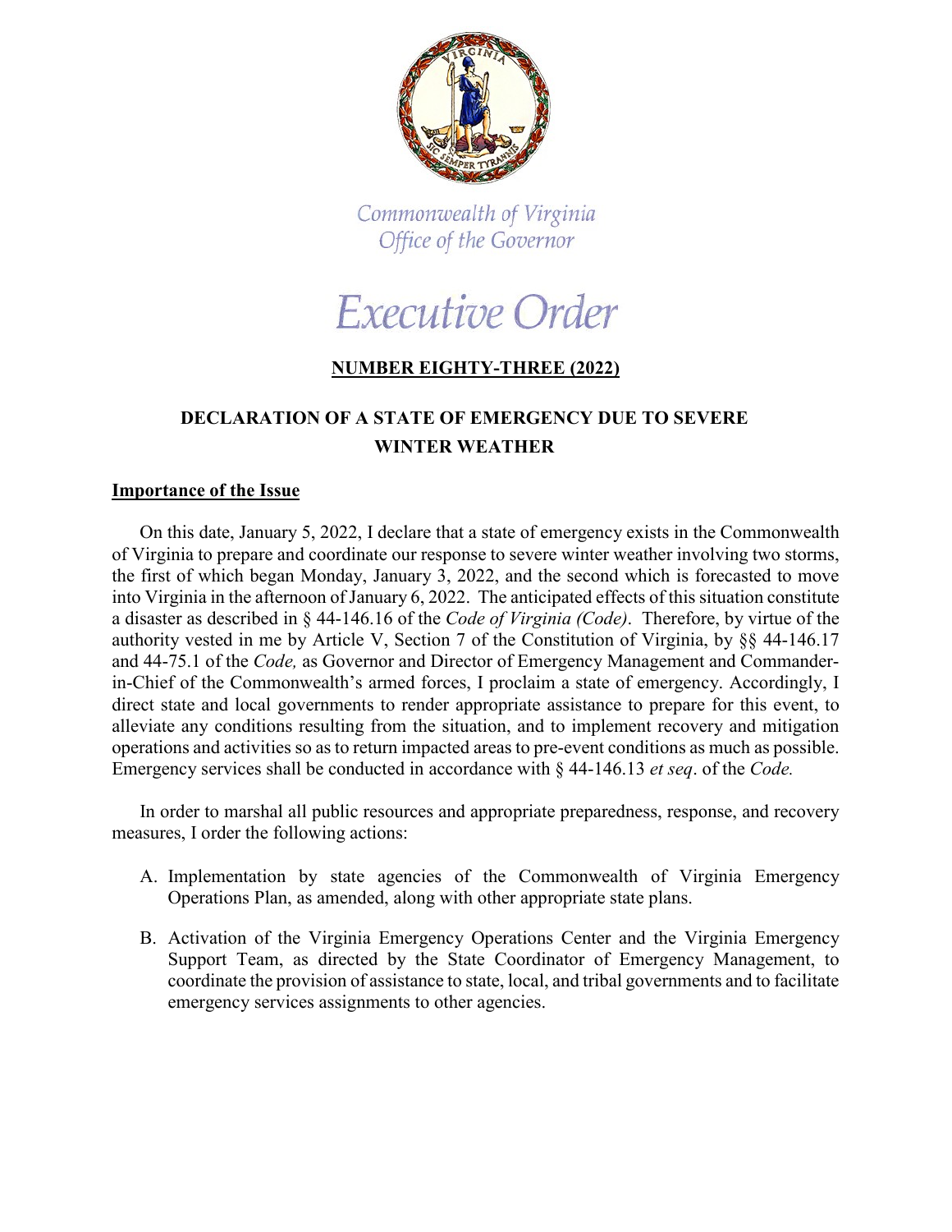Commonwealth of Virginia
Office of the Governor

# Executive Order

## NUMBER EIGHTY-THREE (2022)

## DECLARATION OF A STATE OF EMERGENCY DUE TO SEVERE WINTER WEATHER

### Importance of the Issue

On this date, January 5, 2022, I declare that a state of emergency exists in the Commonwealth of Virginia to prepare and coordinate our response to severe winter weather involving two storms, the first of which began Monday, January 3, 2022, and the second which is forecasted to move into Virginia in the afternoon of January 6, 2022. The anticipated effects of this situation constitute a disaster as described in § 44-146.16 of the *Code of Virginia (Code)*. Therefore, by virtue of the authority vested in me by Article V, Section 7 of the Constitution of Virginia, by §§ 44-146.17 and 44-75.1 of the *Code,* as Governor and Director of Emergency Management and Commander-in-Chief of the Commonwealth's armed forces, I proclaim a state of emergency. Accordingly, I direct state and local governments to render appropriate assistance to prepare for this event, to alleviate any conditions resulting from the situation, and to implement recovery and mitigation operations and activities so as to return impacted areas to pre-event conditions as much as possible. Emergency services shall be conducted in accordance with § 44-146.13 *et seq*. of the *Code.*

In order to marshal all public resources and appropriate preparedness, response, and recovery measures, I order the following actions:

A. Implementation by state agencies of the Commonwealth of Virginia Emergency Operations Plan, as amended, along with other appropriate state plans.

B. Activation of the Virginia Emergency Operations Center and the Virginia Emergency Support Team, as directed by the State Coordinator of Emergency Management, to coordinate the provision of assistance to state, local, and tribal governments and to facilitate emergency services assignments to other agencies.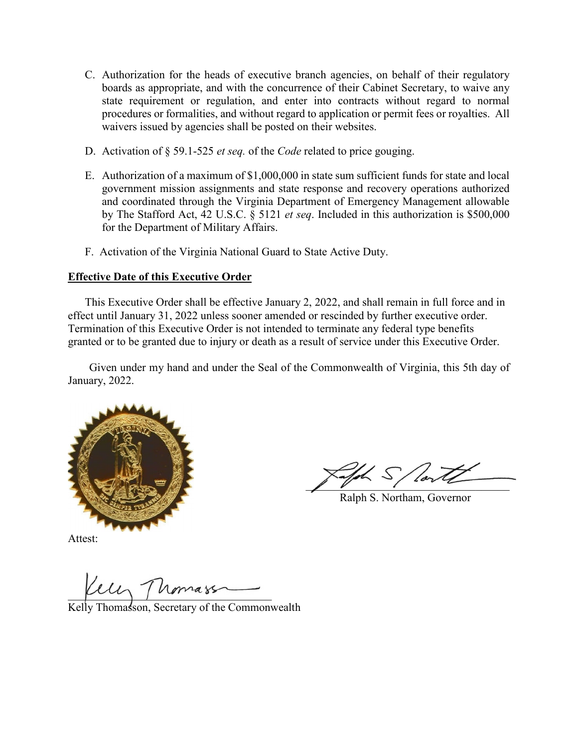C. Authorization for the heads of executive branch agencies, on behalf of their regulatory boards as appropriate, and with the concurrence of their Cabinet Secretary, to waive any state requirement or regulation, and enter into contracts without regard to normal procedures or formalities, and without regard to application or permit fees or royalties. All waivers issued by agencies shall be posted on their websites.

D. Activation of § 59.1-525 *et seq.* of the *Code* related to price gouging.

E. Authorization of a maximum of $1,000,000 in state sum sufficient funds for state and local government mission assignments and state response and recovery operations authorized and coordinated through the Virginia Department of Emergency Management allowable by The Stafford Act, 42 U.S.C. § 5121 *et seq*. Included in this authorization is $500,000 for the Department of Military Affairs.

F. Activation of the Virginia National Guard to State Active Duty.

**Effective Date of this Executive Order**

This Executive Order shall be effective January 2, 2022, and shall remain in full force and in effect until January 31, 2022 unless sooner amended or rescinded by further executive order. Termination of this Executive Order is not intended to terminate any federal type benefits granted or to be granted due to injury or death as a result of service under this Executive Order.

Given under my hand and under the Seal of the Commonwealth of Virginia, this 5th day of January, 2022.

Ralph S. Northam, Governor

Attest:

Kelly Thomasson, Secretary of the Commonwealth